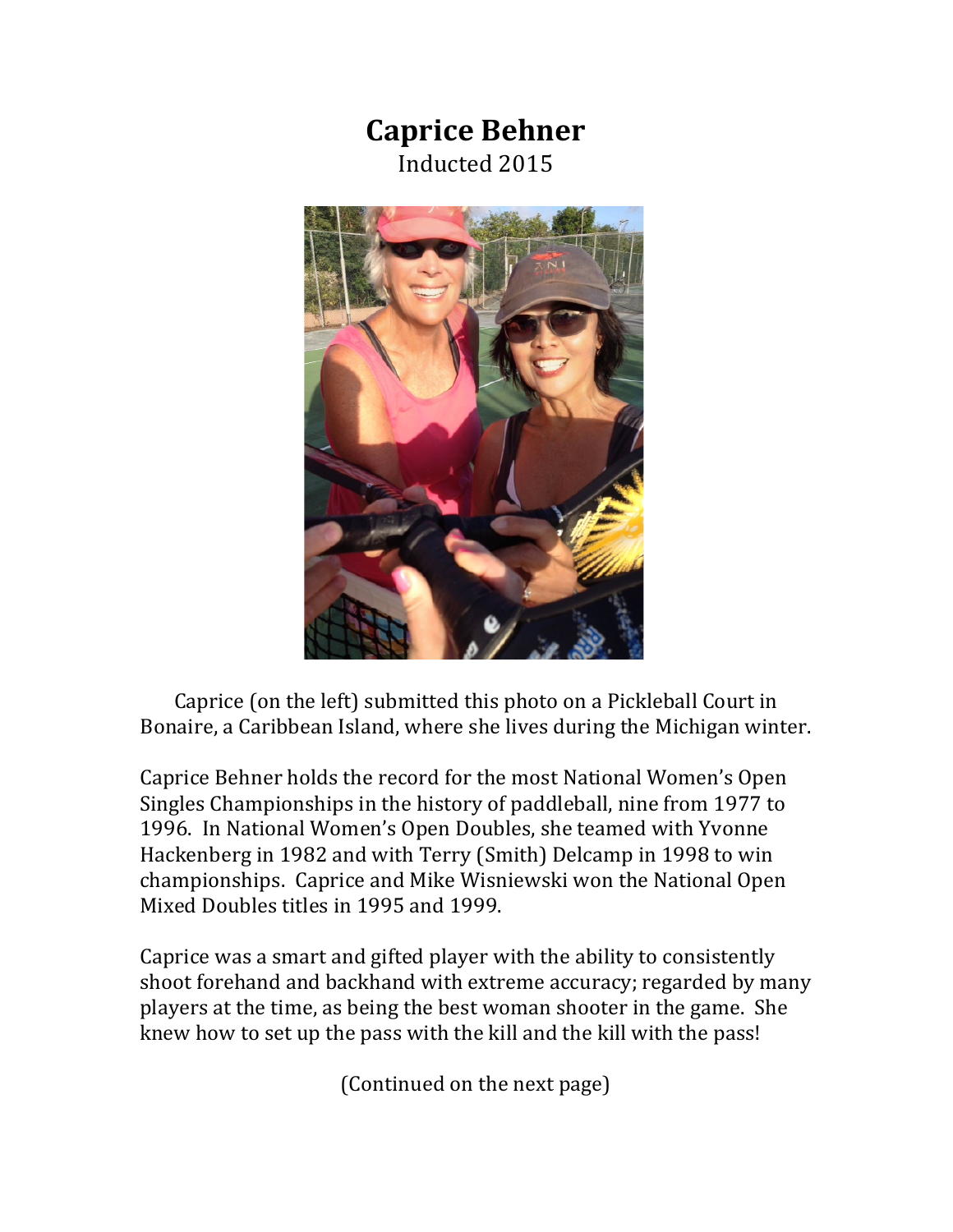# Caprice Behner

Inducted 2015

Caprice (on the left) submitted this photo on a Pickleball Court in Bonaire, a Caribbean Island, where she lives during the Michigan winter.

Caprice Behner holds the record for the most National Women's Open Singles Championships in the history of paddleball, nine from 1977 to 1996. In National Women's Open Doubles, she teamed with Yvonne Hackenberg in 1982 and with Terry (Smith) Delcamp in 1998 to win championships. Caprice and Mike Wisniewski won the National Open Mixed Doubles titles in 1995 and 1999.

Caprice was a smart and gifted player with the ability to consistently shoot forehand and backhand with extreme accuracy; regarded by many players at the time, as being the best woman shooter in the game. She knew how to set up the pass with the kill and the kill with the pass!

(Continued on the next page)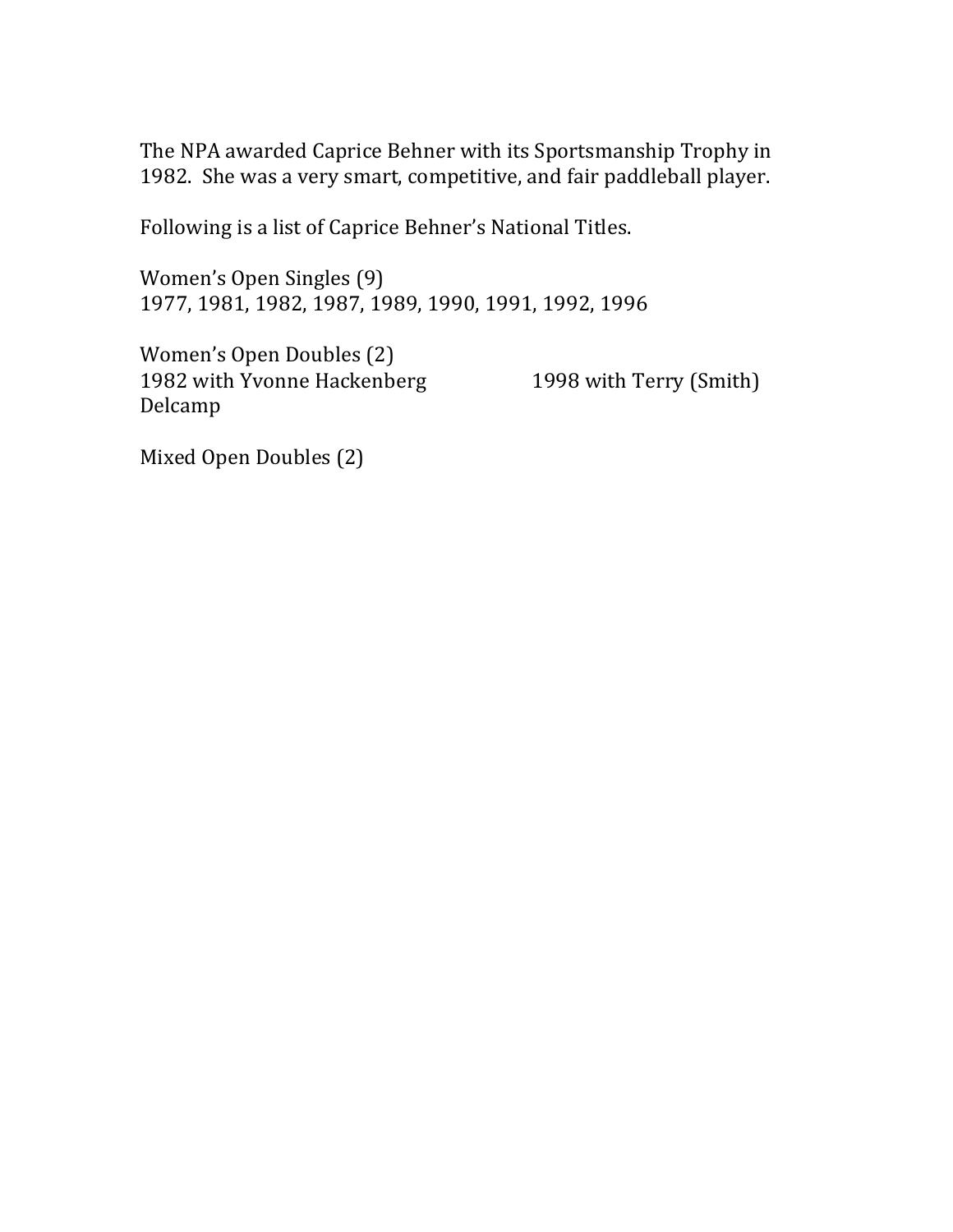The NPA awarded Caprice Behner with its Sportsmanship Trophy in 1982. She was a very smart, competitive, and fair paddleball player.

Following is a list of Caprice Behner's National Titles.

Women's Open Singles (9)
1977, 1981, 1982, 1987, 1989, 1990, 1991, 1992, 1996

Women's Open Doubles (2)
1982 with Yvonne Hackenberg 1998 with Terry (Smith) Delcamp

Mixed Open Doubles (2)